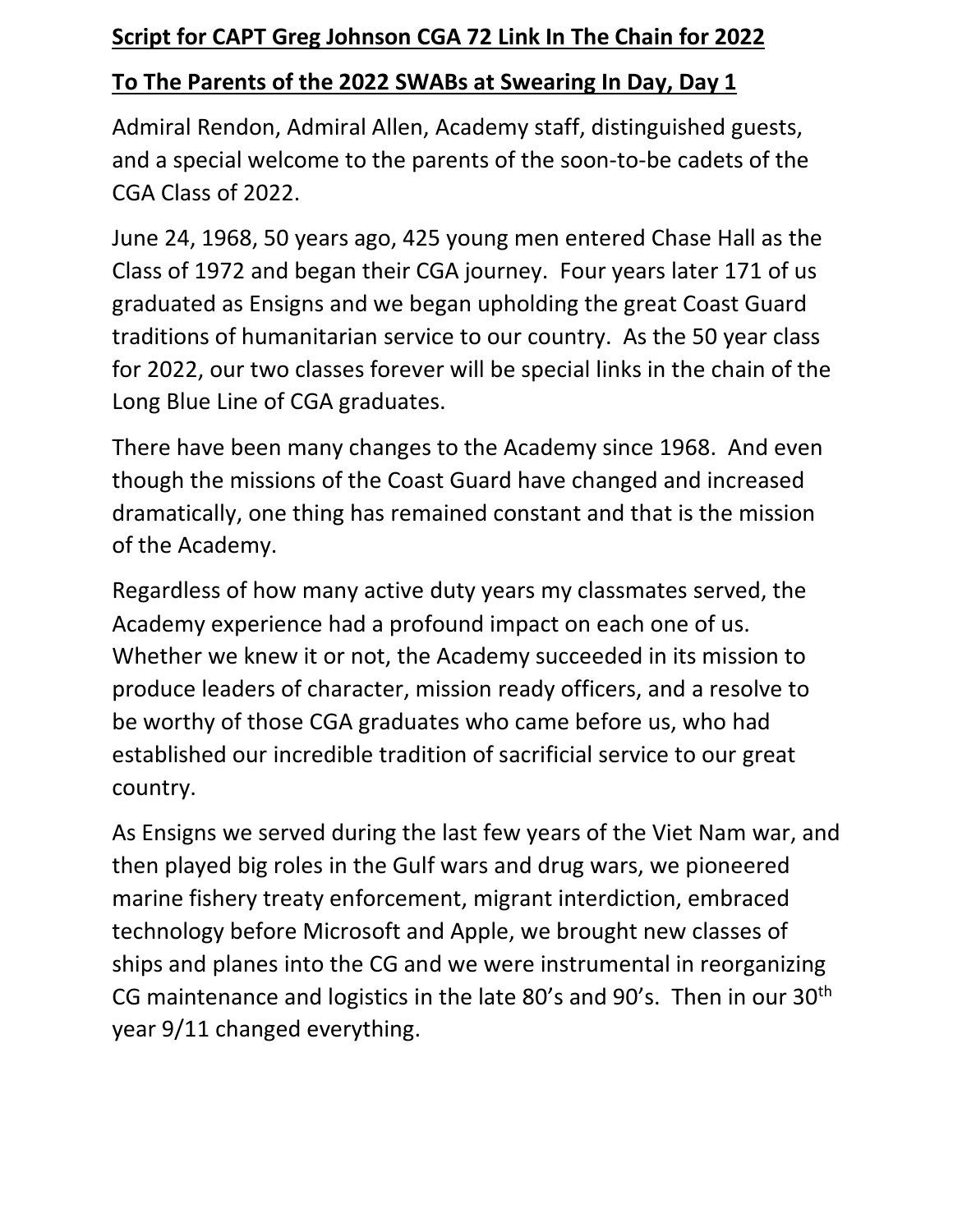**Script for CAPT Greg Johnson CGA 72 Link In The Chain for 2022**

**To The Parents of the 2022 SWABs at Swearing In Day, Day 1**

Admiral Rendon, Admiral Allen, Academy staff, distinguished guests, and a special welcome to the parents of the soon-to-be cadets of the CGA Class of 2022.

June 24, 1968, 50 years ago, 425 young men entered Chase Hall as the Class of 1972 and began their CGA journey. Four years later 171 of us graduated as Ensigns and we began upholding the great Coast Guard traditions of humanitarian service to our country. As the 50 year class for 2022, our two classes forever will be special links in the chain of the Long Blue Line of CGA graduates.

There have been many changes to the Academy since 1968. And even though the missions of the Coast Guard have changed and increased dramatically, one thing has remained constant and that is the mission of the Academy.

Regardless of how many active duty years my classmates served, the Academy experience had a profound impact on each one of us. Whether we knew it or not, the Academy succeeded in its mission to produce leaders of character, mission ready officers, and a resolve to be worthy of those CGA graduates who came before us, who had established our incredible tradition of sacrificial service to our great country.

As Ensigns we served during the last few years of the Viet Nam war, and then played big roles in the Gulf wars and drug wars, we pioneered marine fishery treaty enforcement, migrant interdiction, embraced technology before Microsoft and Apple, we brought new classes of ships and planes into the CG and we were instrumental in reorganizing CG maintenance and logistics in the late 80's and 90's. Then in our 30th year 9/11 changed everything.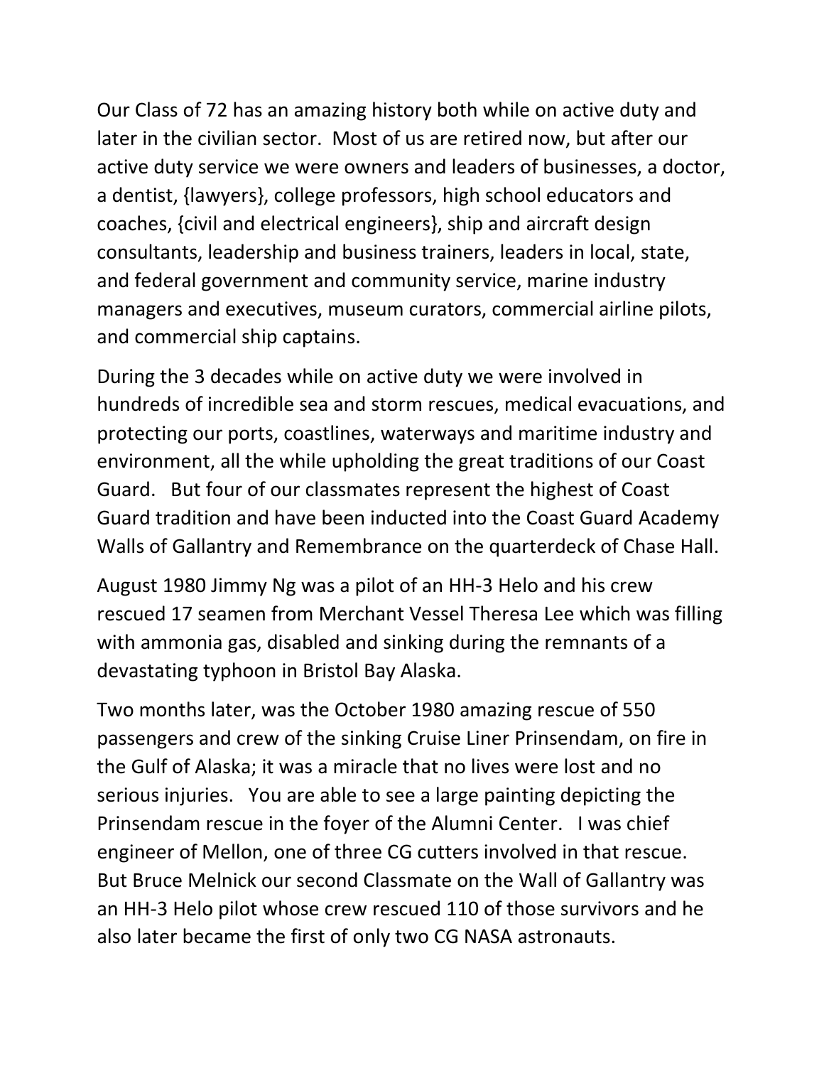Our Class of 72 has an amazing history both while on active duty and later in the civilian sector. Most of us are retired now, but after our active duty service we were owners and leaders of businesses, a doctor, a dentist, {lawyers}, college professors, high school educators and coaches, {civil and electrical engineers}, ship and aircraft design consultants, leadership and business trainers, leaders in local, state, and federal government and community service, marine industry managers and executives, museum curators, commercial airline pilots, and commercial ship captains.

During the 3 decades while on active duty we were involved in hundreds of incredible sea and storm rescues, medical evacuations, and protecting our ports, coastlines, waterways and maritime industry and environment, all the while upholding the great traditions of our Coast Guard. But four of our classmates represent the highest of Coast Guard tradition and have been inducted into the Coast Guard Academy Walls of Gallantry and Remembrance on the quarterdeck of Chase Hall.

August 1980 Jimmy Ng was a pilot of an HH-3 Helo and his crew rescued 17 seamen from Merchant Vessel Theresa Lee which was filling with ammonia gas, disabled and sinking during the remnants of a devastating typhoon in Bristol Bay Alaska.

Two months later, was the October 1980 amazing rescue of 550 passengers and crew of the sinking Cruise Liner Prinsendam, on fire in the Gulf of Alaska; it was a miracle that no lives were lost and no serious injuries. You are able to see a large painting depicting the Prinsendam rescue in the foyer of the Alumni Center. I was chief engineer of Mellon, one of three CG cutters involved in that rescue. But Bruce Melnick our second Classmate on the Wall of Gallantry was an HH-3 Helo pilot whose crew rescued 110 of those survivors and he also later became the first of only two CG NASA astronauts.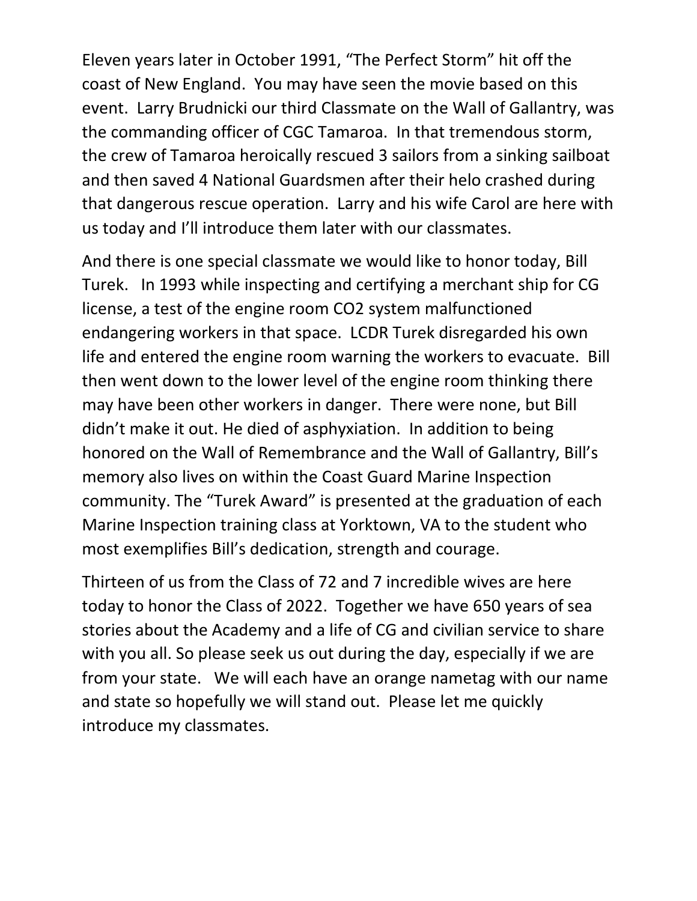Eleven years later in October 1991, “The Perfect Storm” hit off the coast of New England. You may have seen the movie based on this event. Larry Brudnicki our third Classmate on the Wall of Gallantry, was the commanding officer of CGC Tamaroa. In that tremendous storm, the crew of Tamaroa heroically rescued 3 sailors from a sinking sailboat and then saved 4 National Guardsmen after their helo crashed during that dangerous rescue operation. Larry and his wife Carol are here with us today and I’ll introduce them later with our classmates.

And there is one special classmate we would like to honor today, Bill Turek. In 1993 while inspecting and certifying a merchant ship for CG license, a test of the engine room $CO_2$ system malfunctioned endangering workers in that space. LCDR Turek disregarded his own life and entered the engine room warning the workers to evacuate. Bill then went down to the lower level of the engine room thinking there may have been other workers in danger. There were none, but Bill didn’t make it out. He died of asphyxiation. In addition to being honored on the Wall of Remembrance and the Wall of Gallantry, Bill’s memory also lives on within the Coast Guard Marine Inspection community. The “Turek Award” is presented at the graduation of each Marine Inspection training class at Yorktown, VA to the student who most exemplifies Bill’s dedication, strength and courage.

Thirteen of us from the Class of 72 and 7 incredible wives are here today to honor the Class of 2022. Together we have 650 years of sea stories about the Academy and a life of CG and civilian service to share with you all. So please seek us out during the day, especially if we are from your state. We will each have an orange nametag with our name and state so hopefully we will stand out. Please let me quickly introduce my classmates.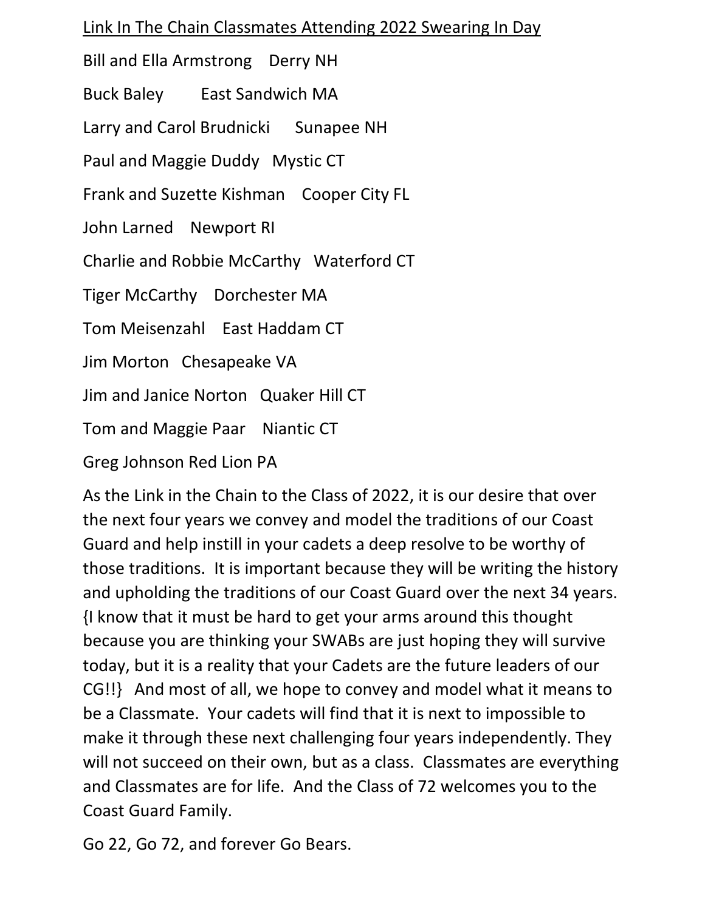<u>Link In The Chain Classmates Attending 2022 Swearing In Day</u>

Bill and Ella Armstrong  Derry NH

Buck Baley  East Sandwich MA

Larry and Carol Brudnicki  Sunapee NH

Paul and Maggie Duddy  Mystic CT

Frank and Suzette Kishman  Cooper City FL

John Larned  Newport RI

Charlie and Robbie McCarthy  Waterford CT

Tiger McCarthy  Dorchester MA

Tom Meisenzahl  East Haddam CT

Jim Morton  Chesapeake VA

Jim and Janice Norton  Quaker Hill CT

Tom and Maggie Paar  Niantic CT

Greg Johnson Red Lion PA

As the Link in the Chain to the Class of 2022, it is our desire that over the next four years we convey and model the traditions of our Coast Guard and help instill in your cadets a deep resolve to be worthy of those traditions. It is important because they will be writing the history and upholding the traditions of our Coast Guard over the next 34 years. {I know that it must be hard to get your arms around this thought because you are thinking your SWABs are just hoping they will survive today, but it is a reality that your Cadets are the future leaders of our CG!!} And most of all, we hope to convey and model what it means to be a Classmate. Your cadets will find that it is next to impossible to make it through these next challenging four years independently. They will not succeed on their own, but as a class. Classmates are everything and Classmates are for life. And the Class of 72 welcomes you to the Coast Guard Family.

Go 22, Go 72, and forever Go Bears.